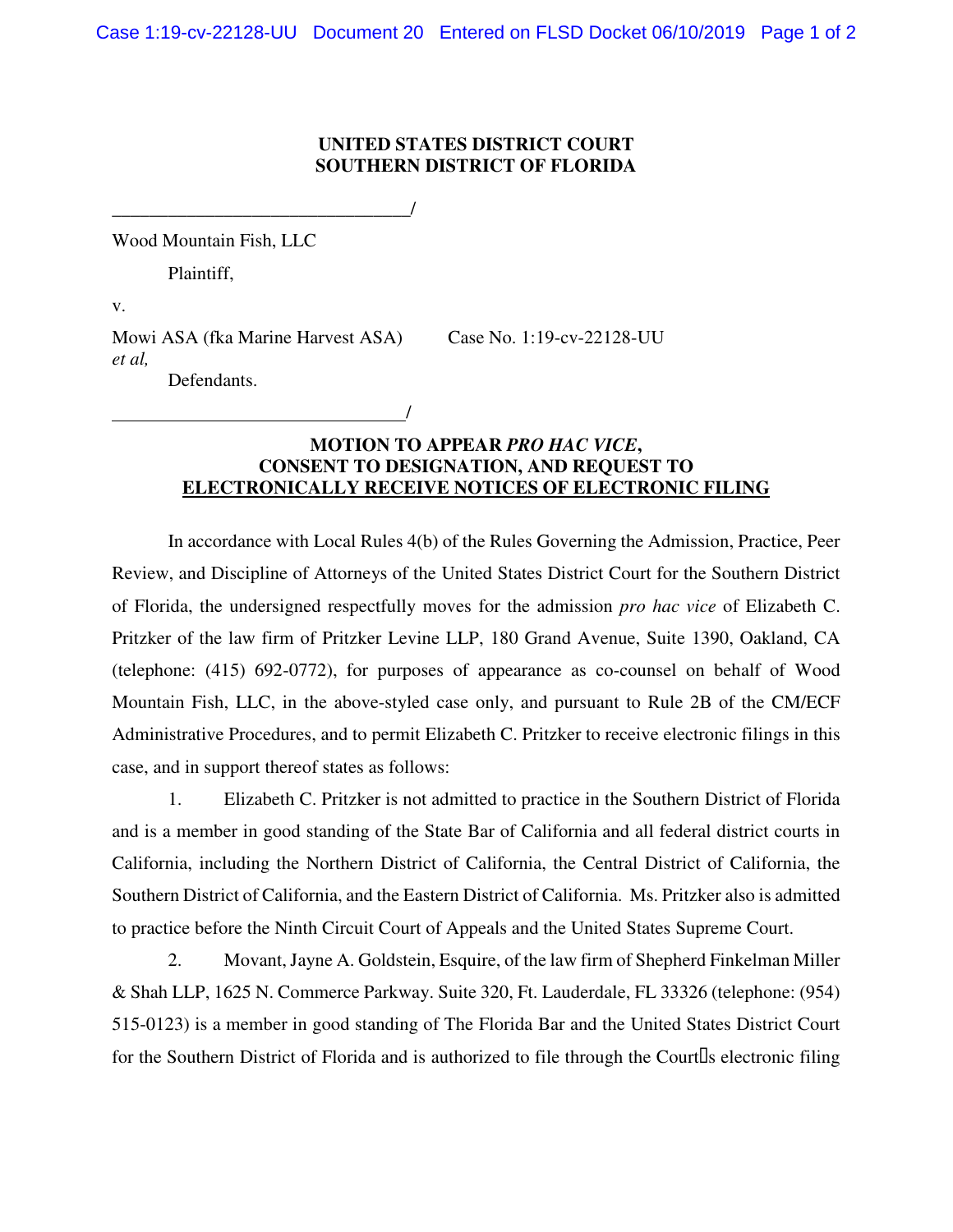**UNITED STATES DISTRICT COURT**
**SOUTHERN DISTRICT OF FLORIDA**

________________________________/

Wood Mountain Fish, LLC

Plaintiff,

v.

Mowi ASA (fka Marine Harvest ASA) *et al,*

Defendants.

Case No. 1:19-cv-22128-UU

________________________________/

**MOTION TO APPEAR *PRO HAC VICE*, CONSENT TO DESIGNATION, AND REQUEST TO ELECTRONICALLY RECEIVE NOTICES OF ELECTRONIC FILING**

In accordance with Local Rules 4(b) of the Rules Governing the Admission, Practice, Peer Review, and Discipline of Attorneys of the United States District Court for the Southern District of Florida, the undersigned respectfully moves for the admission *pro hac vice* of Elizabeth C. Pritzker of the law firm of Pritzker Levine LLP, 180 Grand Avenue, Suite 1390, Oakland, CA (telephone: (415) 692-0772), for purposes of appearance as co-counsel on behalf of Wood Mountain Fish, LLC, in the above-styled case only, and pursuant to Rule 2B of the CM/ECF Administrative Procedures, and to permit Elizabeth C. Pritzker to receive electronic filings in this case, and in support thereof states as follows:

1. Elizabeth C. Pritzker is not admitted to practice in the Southern District of Florida and is a member in good standing of the State Bar of California and all federal district courts in California, including the Northern District of California, the Central District of California, the Southern District of California, and the Eastern District of California. Ms. Pritzker also is admitted to practice before the Ninth Circuit Court of Appeals and the United States Supreme Court.

2. Movant, Jayne A. Goldstein, Esquire, of the law firm of Shepherd Finkelman Miller & Shah LLP, 1625 N. Commerce Parkway. Suite 320, Ft. Lauderdale, FL 33326 (telephone: (954) 515-0123) is a member in good standing of The Florida Bar and the United States District Court for the Southern District of Florida and is authorized to file through the Court's electronic filing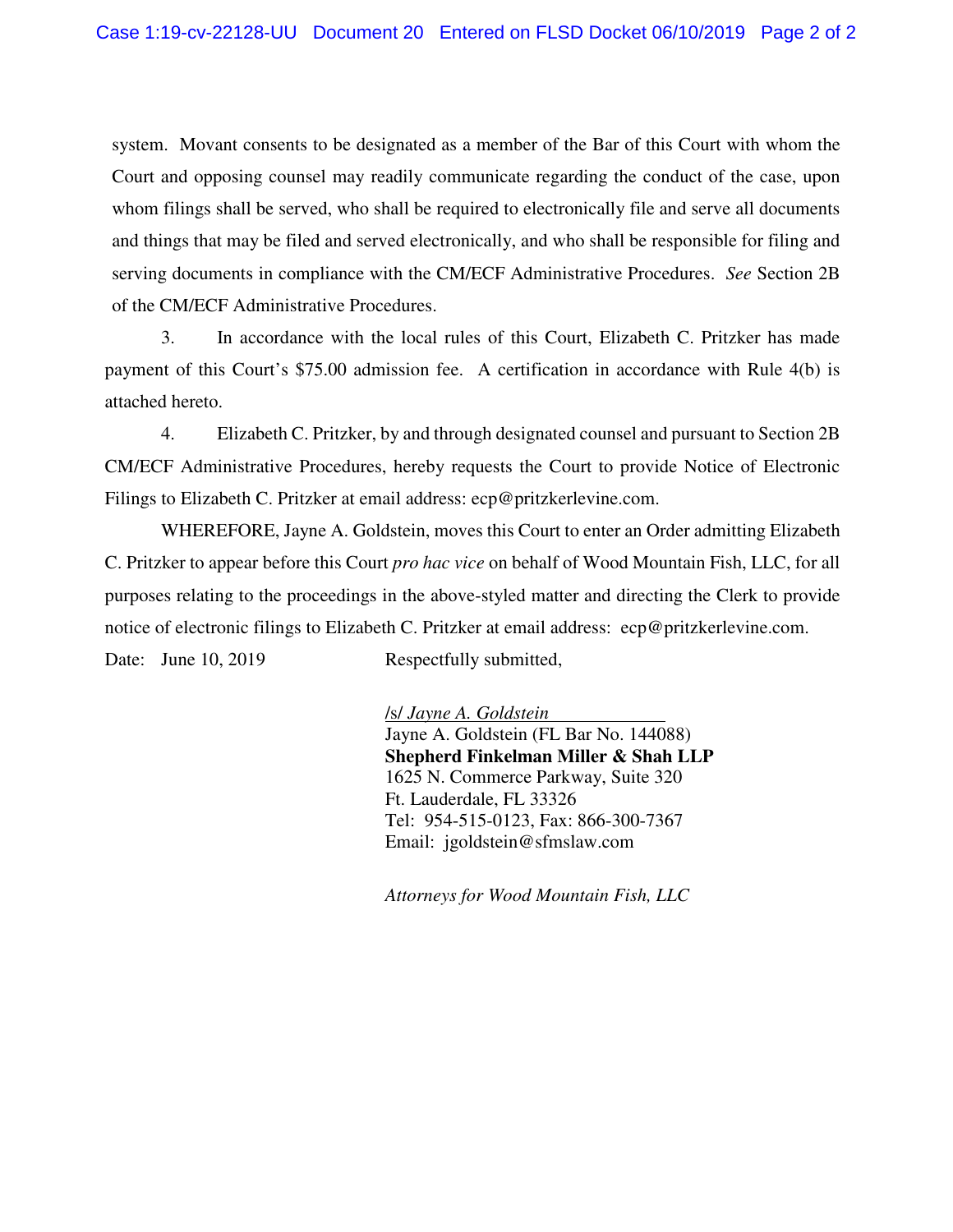system. Movant consents to be designated as a member of the Bar of this Court with whom the Court and opposing counsel may readily communicate regarding the conduct of the case, upon whom filings shall be served, who shall be required to electronically file and serve all documents and things that may be filed and served electronically, and who shall be responsible for filing and serving documents in compliance with the CM/ECF Administrative Procedures. *See* Section 2B of the CM/ECF Administrative Procedures.

3. In accordance with the local rules of this Court, Elizabeth C. Pritzker has made payment of this Court's $75.00 admission fee. A certification in accordance with Rule 4(b) is attached hereto.

4. Elizabeth C. Pritzker, by and through designated counsel and pursuant to Section 2B CM/ECF Administrative Procedures, hereby requests the Court to provide Notice of Electronic Filings to Elizabeth C. Pritzker at email address: ecp@pritzkerlevine.com.

WHEREFORE, Jayne A. Goldstein, moves this Court to enter an Order admitting Elizabeth C. Pritzker to appear before this Court *pro hac vice* on behalf of Wood Mountain Fish, LLC, for all purposes relating to the proceedings in the above-styled matter and directing the Clerk to provide notice of electronic filings to Elizabeth C. Pritzker at email address: ecp@pritzkerlevine.com.

Date: June 10, 2019

Respectfully submitted,

/s/ *Jayne A. Goldstein*
Jayne A. Goldstein (FL Bar No. 144088)
**Shepherd Finkelman Miller & Shah LLP**
1625 N. Commerce Parkway, Suite 320
Ft. Lauderdale, FL 33326
Tel: 954-515-0123, Fax: 866-300-7367
Email: jgoldstein@sfmslaw.com

*Attorneys for Wood Mountain Fish, LLC*